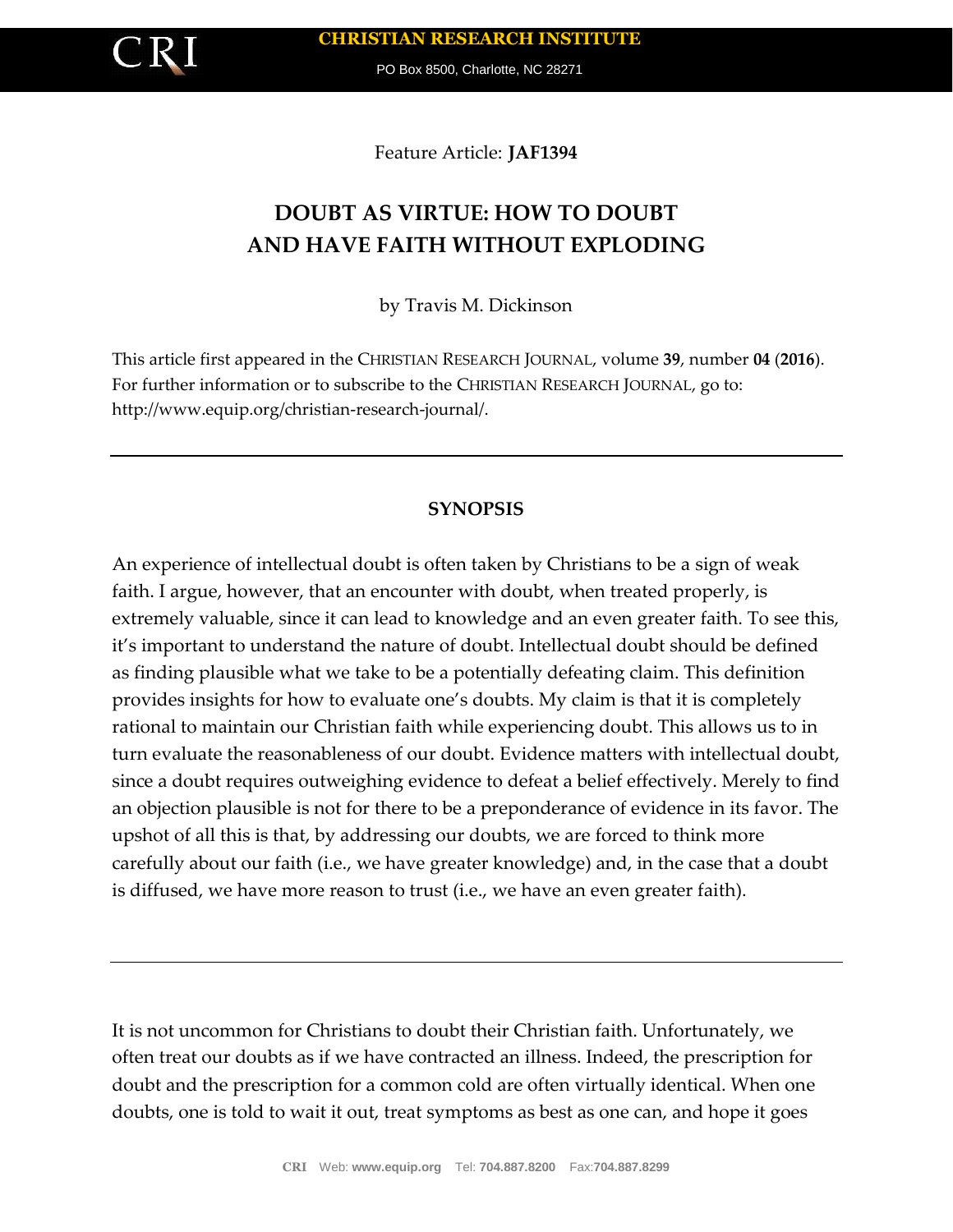CHRISTIAN RESEARCH INSTITUTE

PO Box 8500, Charlotte, NC 28271

Feature Article: **JAF1394**

# DOUBT AS VIRTUE: HOW TO DOUBT AND HAVE FAITH WITHOUT EXPLODING

by Travis M. Dickinson

This article first appeared in the CHRISTIAN RESEARCH JOURNAL, volume **39**, number **04** (**2016**). For further information or to subscribe to the CHRISTIAN RESEARCH JOURNAL, go to: http://www.equip.org/christian-research-journal/.

---

## SYNOPSIS

An experience of intellectual doubt is often taken by Christians to be a sign of weak faith. I argue, however, that an encounter with doubt, when treated properly, is extremely valuable, since it can lead to knowledge and an even greater faith. To see this, it's important to understand the nature of doubt. Intellectual doubt should be defined as finding plausible what we take to be a potentially defeating claim. This definition provides insights for how to evaluate one's doubts. My claim is that it is completely rational to maintain our Christian faith while experiencing doubt. This allows us to in turn evaluate the reasonableness of our doubt. Evidence matters with intellectual doubt, since a doubt requires outweighing evidence to defeat a belief effectively. Merely to find an objection plausible is not for there to be a preponderance of evidence in its favor. The upshot of all this is that, by addressing our doubts, we are forced to think more carefully about our faith (i.e., we have greater knowledge) and, in the case that a doubt is diffused, we have more reason to trust (i.e., we have an even greater faith).

---

It is not uncommon for Christians to doubt their Christian faith. Unfortunately, we often treat our doubts as if we have contracted an illness. Indeed, the prescription for doubt and the prescription for a common cold are often virtually identical. When one doubts, one is told to wait it out, treat symptoms as best as one can, and hope it goes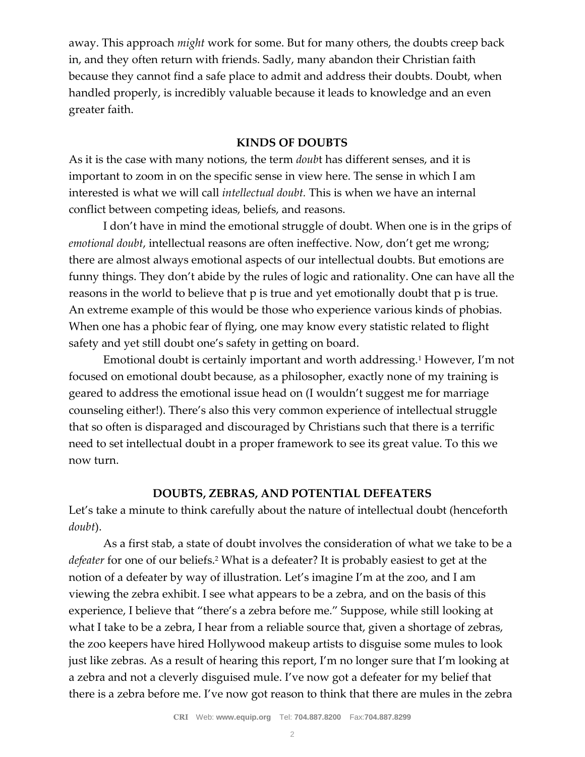away. This approach *might* work for some. But for many others, the doubts creep back in, and they often return with friends. Sadly, many abandon their Christian faith because they cannot find a safe place to admit and address their doubts. Doubt, when handled properly, is incredibly valuable because it leads to knowledge and an even greater faith.

## KINDS OF DOUBTS

As it is the case with many notions, the term *doubt* has different senses, and it is important to zoom in on the specific sense in view here. The sense in which I am interested is what we will call *intellectual doubt.* This is when we have an internal conflict between competing ideas, beliefs, and reasons.

I don't have in mind the emotional struggle of doubt. When one is in the grips of *emotional doubt*, intellectual reasons are often ineffective. Now, don't get me wrong; there are almost always emotional aspects of our intellectual doubts. But emotions are funny things. They don't abide by the rules of logic and rationality. One can have all the reasons in the world to believe that p is true and yet emotionally doubt that p is true. An extreme example of this would be those who experience various kinds of phobias. When one has a phobic fear of flying, one may know every statistic related to flight safety and yet still doubt one's safety in getting on board.

Emotional doubt is certainly important and worth addressing.[1] However, I'm not focused on emotional doubt because, as a philosopher, exactly none of my training is geared to address the emotional issue head on (I wouldn't suggest me for marriage counseling either!). There's also this very common experience of intellectual struggle that so often is disparaged and discouraged by Christians such that there is a terrific need to set intellectual doubt in a proper framework to see its great value. To this we now turn.

## DOUBTS, ZEBRAS, AND POTENTIAL DEFEATERS

Let's take a minute to think carefully about the nature of intellectual doubt (henceforth *doubt*).

As a first stab, a state of doubt involves the consideration of what we take to be a *defeater* for one of our beliefs.[2] What is a defeater? It is probably easiest to get at the notion of a defeater by way of illustration. Let's imagine I'm at the zoo, and I am viewing the zebra exhibit. I see what appears to be a zebra, and on the basis of this experience, I believe that "there's a zebra before me." Suppose, while still looking at what I take to be a zebra, I hear from a reliable source that, given a shortage of zebras, the zoo keepers have hired Hollywood makeup artists to disguise some mules to look just like zebras. As a result of hearing this report, I'm no longer sure that I'm looking at a zebra and not a cleverly disguised mule. I've now got a defeater for my belief that there is a zebra before me. I've now got reason to think that there are mules in the zebra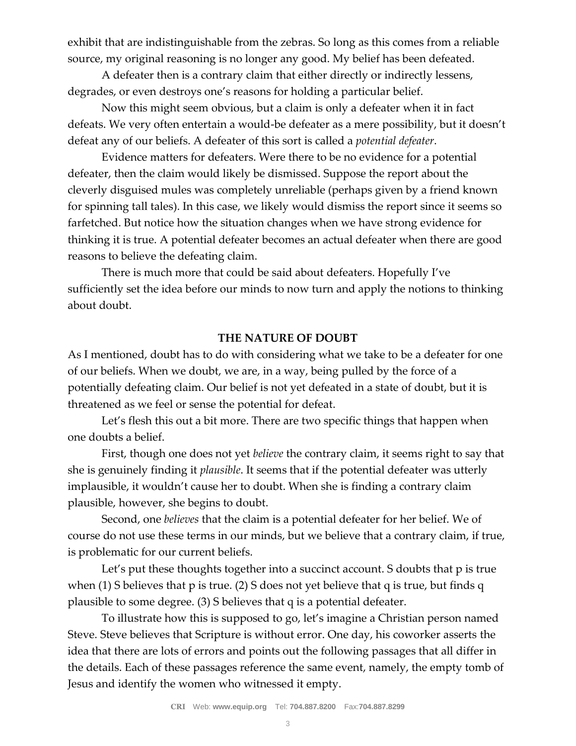exhibit that are indistinguishable from the zebras. So long as this comes from a reliable source, my original reasoning is no longer any good. My belief has been defeated.

A defeater then is a contrary claim that either directly or indirectly lessens, degrades, or even destroys one's reasons for holding a particular belief.

Now this might seem obvious, but a claim is only a defeater when it in fact defeats. We very often entertain a would-be defeater as a mere possibility, but it doesn't defeat any of our beliefs. A defeater of this sort is called a *potential defeater*.

Evidence matters for defeaters. Were there to be no evidence for a potential defeater, then the claim would likely be dismissed. Suppose the report about the cleverly disguised mules was completely unreliable (perhaps given by a friend known for spinning tall tales). In this case, we likely would dismiss the report since it seems so farfetched. But notice how the situation changes when we have strong evidence for thinking it is true. A potential defeater becomes an actual defeater when there are good reasons to believe the defeating claim.

There is much more that could be said about defeaters. Hopefully I've sufficiently set the idea before our minds to now turn and apply the notions to thinking about doubt.

## THE NATURE OF DOUBT

As I mentioned, doubt has to do with considering what we take to be a defeater for one of our beliefs. When we doubt, we are, in a way, being pulled by the force of a potentially defeating claim. Our belief is not yet defeated in a state of doubt, but it is threatened as we feel or sense the potential for defeat.

Let's flesh this out a bit more. There are two specific things that happen when one doubts a belief.

First, though one does not yet *believe* the contrary claim, it seems right to say that she is genuinely finding it *plausible*. It seems that if the potential defeater was utterly implausible, it wouldn't cause her to doubt. When she is finding a contrary claim plausible, however, she begins to doubt.

Second, one *believes* that the claim is a potential defeater for her belief. We of course do not use these terms in our minds, but we believe that a contrary claim, if true, is problematic for our current beliefs.

Let's put these thoughts together into a succinct account. S doubts that p is true when (1) S believes that p is true. (2) S does not yet believe that q is true, but finds q plausible to some degree. (3) S believes that q is a potential defeater.

To illustrate how this is supposed to go, let's imagine a Christian person named Steve. Steve believes that Scripture is without error. One day, his coworker asserts the idea that there are lots of errors and points out the following passages that all differ in the details. Each of these passages reference the same event, namely, the empty tomb of Jesus and identify the women who witnessed it empty.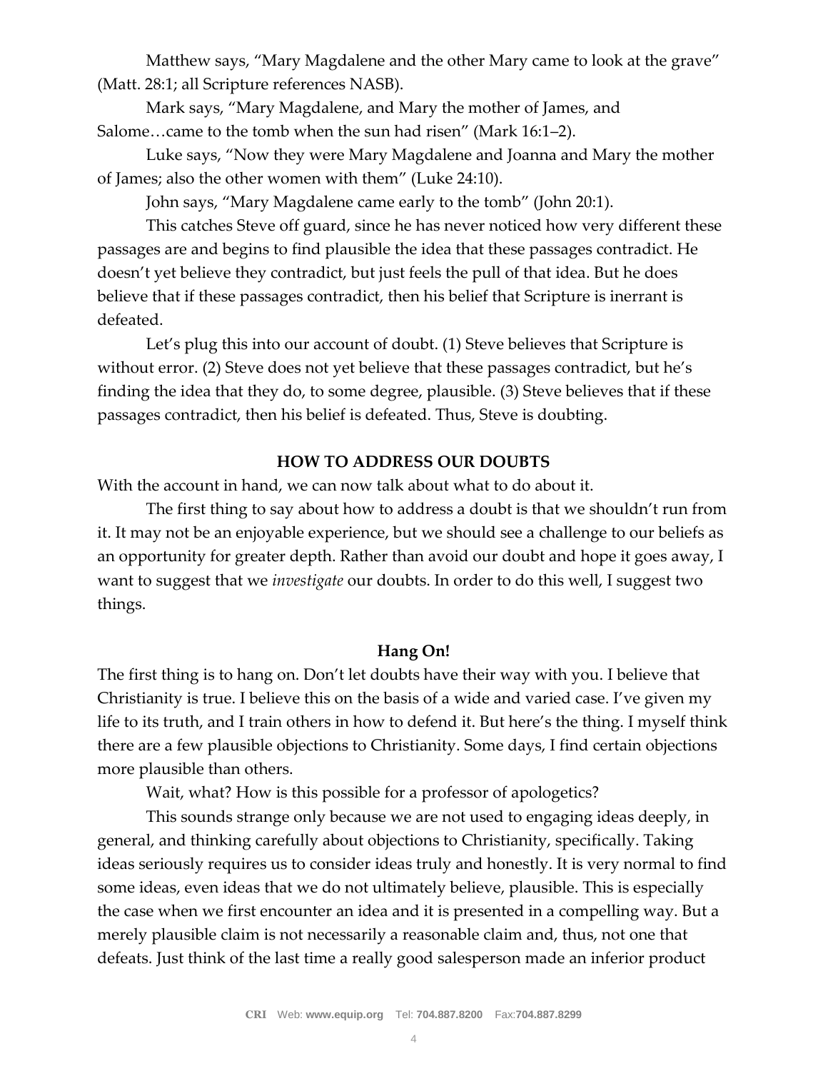Matthew says, "Mary Magdalene and the other Mary came to look at the grave" (Matt. 28:1; all Scripture references NASB).

Mark says, "Mary Magdalene, and Mary the mother of James, and Salome…came to the tomb when the sun had risen" (Mark 16:1–2).

Luke says, "Now they were Mary Magdalene and Joanna and Mary the mother of James; also the other women with them" (Luke 24:10).

John says, "Mary Magdalene came early to the tomb" (John 20:1).

This catches Steve off guard, since he has never noticed how very different these passages are and begins to find plausible the idea that these passages contradict. He doesn't yet believe they contradict, but just feels the pull of that idea. But he does believe that if these passages contradict, then his belief that Scripture is inerrant is defeated.

Let's plug this into our account of doubt. (1) Steve believes that Scripture is without error. (2) Steve does not yet believe that these passages contradict, but he's finding the idea that they do, to some degree, plausible. (3) Steve believes that if these passages contradict, then his belief is defeated. Thus, Steve is doubting.

## HOW TO ADDRESS OUR DOUBTS

With the account in hand, we can now talk about what to do about it.

The first thing to say about how to address a doubt is that we shouldn't run from it. It may not be an enjoyable experience, but we should see a challenge to our beliefs as an opportunity for greater depth. Rather than avoid our doubt and hope it goes away, I want to suggest that we *investigate* our doubts. In order to do this well, I suggest two things.

### Hang On!

The first thing is to hang on. Don't let doubts have their way with you. I believe that Christianity is true. I believe this on the basis of a wide and varied case. I've given my life to its truth, and I train others in how to defend it. But here's the thing. I myself think there are a few plausible objections to Christianity. Some days, I find certain objections more plausible than others.

Wait, what? How is this possible for a professor of apologetics?

This sounds strange only because we are not used to engaging ideas deeply, in general, and thinking carefully about objections to Christianity, specifically. Taking ideas seriously requires us to consider ideas truly and honestly. It is very normal to find some ideas, even ideas that we do not ultimately believe, plausible. This is especially the case when we first encounter an idea and it is presented in a compelling way. But a merely plausible claim is not necessarily a reasonable claim and, thus, not one that defeats. Just think of the last time a really good salesperson made an inferior product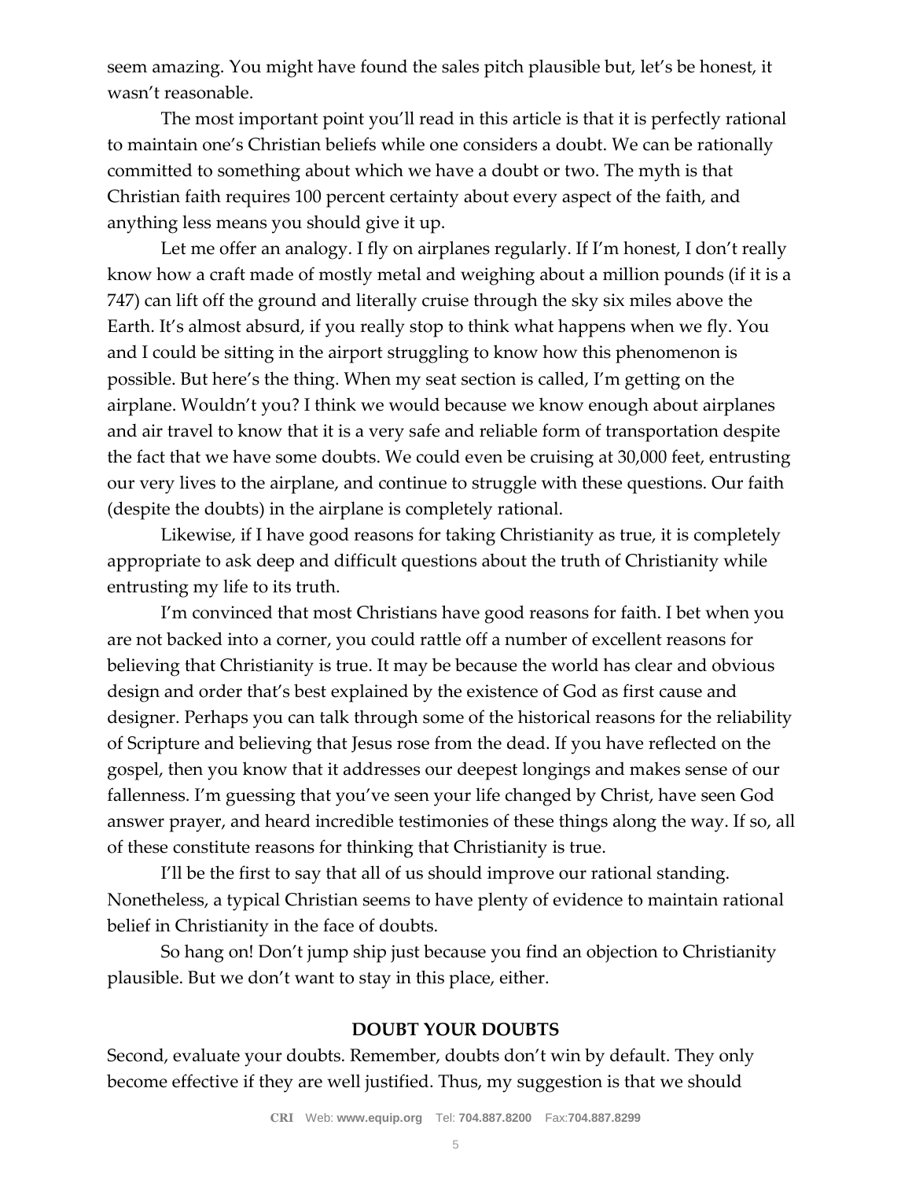seem amazing. You might have found the sales pitch plausible but, let's be honest, it wasn't reasonable.

The most important point you'll read in this article is that it is perfectly rational to maintain one's Christian beliefs while one considers a doubt. We can be rationally committed to something about which we have a doubt or two. The myth is that Christian faith requires 100 percent certainty about every aspect of the faith, and anything less means you should give it up.

Let me offer an analogy. I fly on airplanes regularly. If I'm honest, I don't really know how a craft made of mostly metal and weighing about a million pounds (if it is a 747) can lift off the ground and literally cruise through the sky six miles above the Earth. It's almost absurd, if you really stop to think what happens when we fly. You and I could be sitting in the airport struggling to know how this phenomenon is possible. But here's the thing. When my seat section is called, I'm getting on the airplane. Wouldn't you? I think we would because we know enough about airplanes and air travel to know that it is a very safe and reliable form of transportation despite the fact that we have some doubts. We could even be cruising at 30,000 feet, entrusting our very lives to the airplane, and continue to struggle with these questions. Our faith (despite the doubts) in the airplane is completely rational.

Likewise, if I have good reasons for taking Christianity as true, it is completely appropriate to ask deep and difficult questions about the truth of Christianity while entrusting my life to its truth.

I'm convinced that most Christians have good reasons for faith. I bet when you are not backed into a corner, you could rattle off a number of excellent reasons for believing that Christianity is true. It may be because the world has clear and obvious design and order that's best explained by the existence of God as first cause and designer. Perhaps you can talk through some of the historical reasons for the reliability of Scripture and believing that Jesus rose from the dead. If you have reflected on the gospel, then you know that it addresses our deepest longings and makes sense of our fallenness. I'm guessing that you've seen your life changed by Christ, have seen God answer prayer, and heard incredible testimonies of these things along the way. If so, all of these constitute reasons for thinking that Christianity is true.

I'll be the first to say that all of us should improve our rational standing. Nonetheless, a typical Christian seems to have plenty of evidence to maintain rational belief in Christianity in the face of doubts.

So hang on! Don't jump ship just because you find an objection to Christianity plausible. But we don't want to stay in this place, either.

## DOUBT YOUR DOUBTS

Second, evaluate your doubts. Remember, doubts don't win by default. They only become effective if they are well justified. Thus, my suggestion is that we should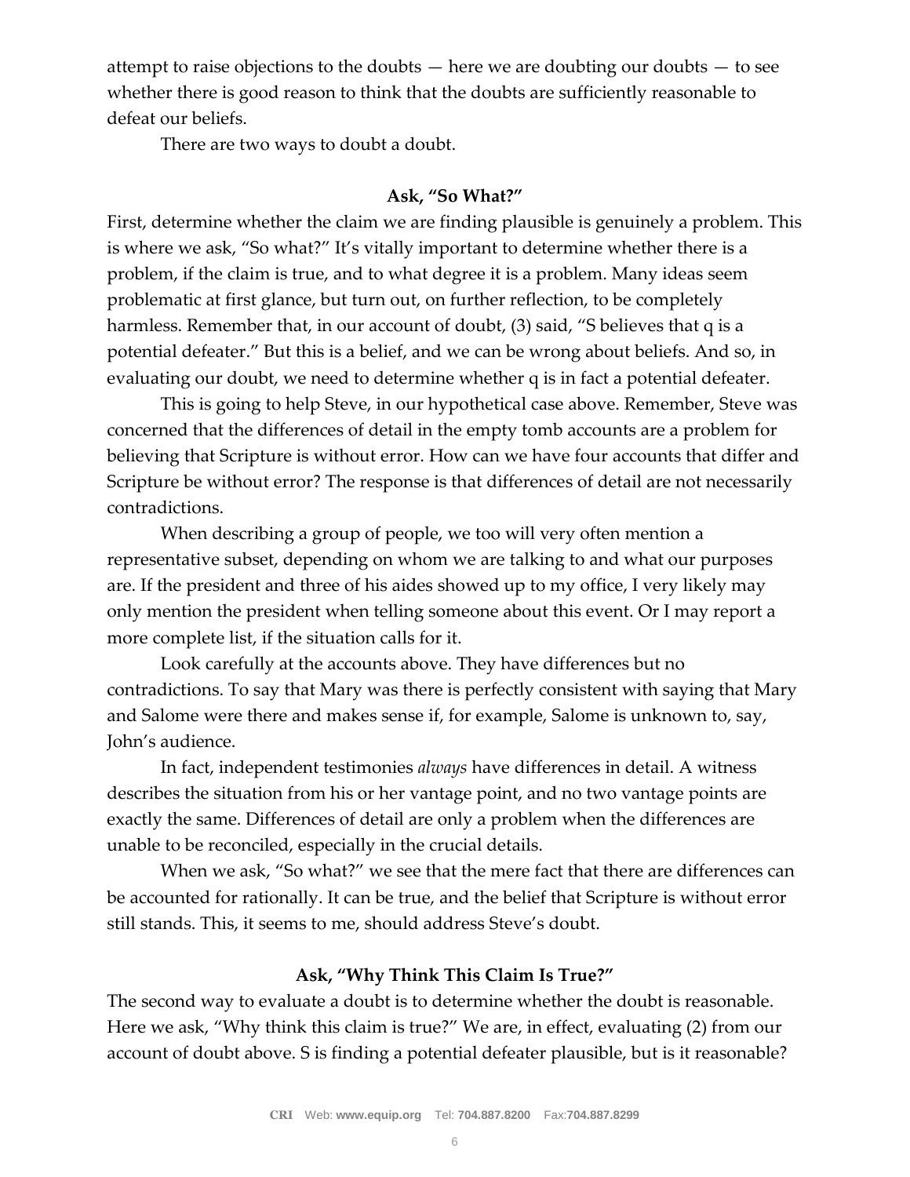attempt to raise objections to the doubts — here we are doubting our doubts — to see whether there is good reason to think that the doubts are sufficiently reasonable to defeat our beliefs.

There are two ways to doubt a doubt.

### Ask, "So What?"

First, determine whether the claim we are finding plausible is genuinely a problem. This is where we ask, "So what?" It's vitally important to determine whether there is a problem, if the claim is true, and to what degree it is a problem. Many ideas seem problematic at first glance, but turn out, on further reflection, to be completely harmless. Remember that, in our account of doubt, (3) said, "S believes that q is a potential defeater." But this is a belief, and we can be wrong about beliefs. And so, in evaluating our doubt, we need to determine whether q is in fact a potential defeater.

This is going to help Steve, in our hypothetical case above. Remember, Steve was concerned that the differences of detail in the empty tomb accounts are a problem for believing that Scripture is without error. How can we have four accounts that differ and Scripture be without error? The response is that differences of detail are not necessarily contradictions.

When describing a group of people, we too will very often mention a representative subset, depending on whom we are talking to and what our purposes are. If the president and three of his aides showed up to my office, I very likely may only mention the president when telling someone about this event. Or I may report a more complete list, if the situation calls for it.

Look carefully at the accounts above. They have differences but no contradictions. To say that Mary was there is perfectly consistent with saying that Mary and Salome were there and makes sense if, for example, Salome is unknown to, say, John's audience.

In fact, independent testimonies *always* have differences in detail. A witness describes the situation from his or her vantage point, and no two vantage points are exactly the same. Differences of detail are only a problem when the differences are unable to be reconciled, especially in the crucial details.

When we ask, "So what?" we see that the mere fact that there are differences can be accounted for rationally. It can be true, and the belief that Scripture is without error still stands. This, it seems to me, should address Steve's doubt.

### Ask, "Why Think This Claim Is True?"

The second way to evaluate a doubt is to determine whether the doubt is reasonable. Here we ask, "Why think this claim is true?" We are, in effect, evaluating (2) from our account of doubt above. S is finding a potential defeater plausible, but is it reasonable?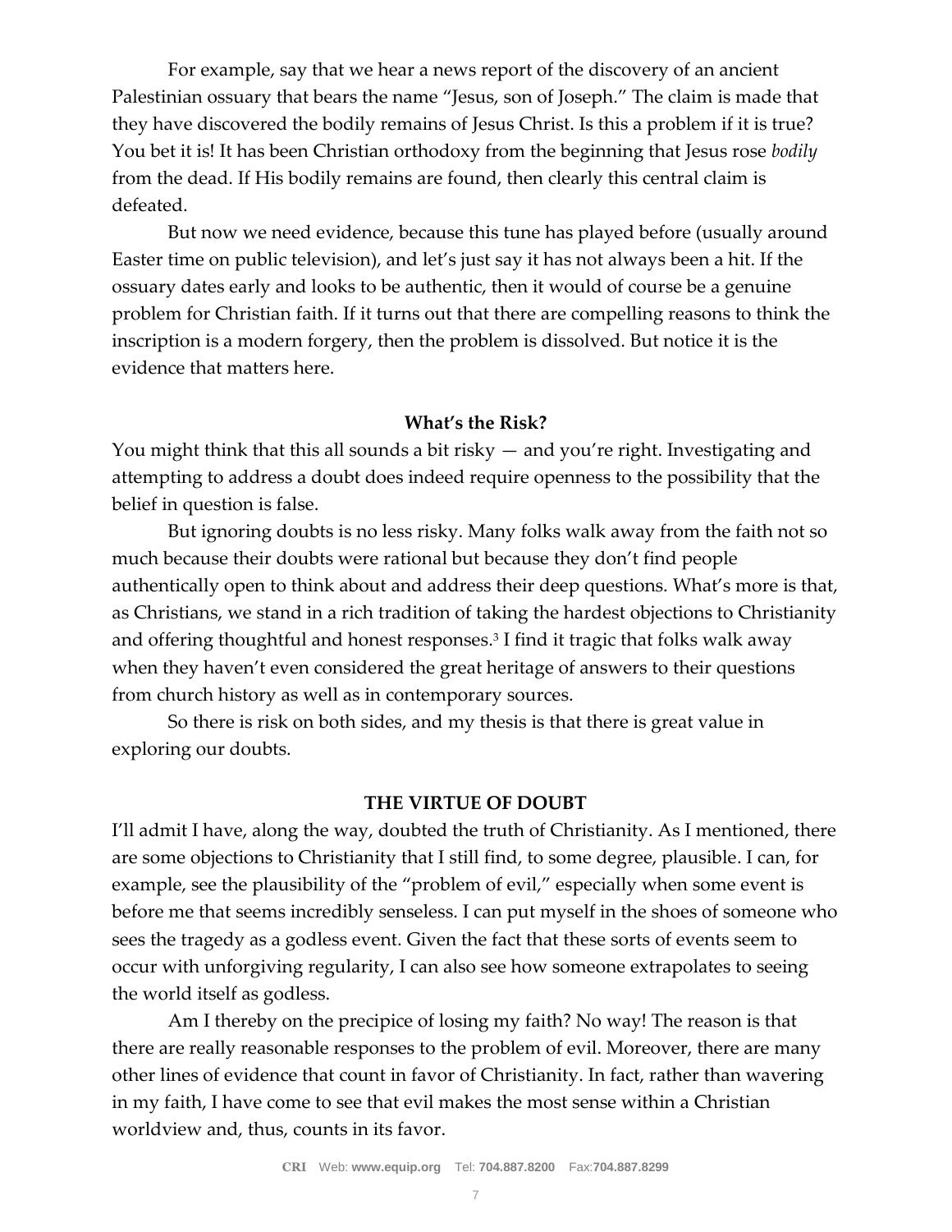For example, say that we hear a news report of the discovery of an ancient Palestinian ossuary that bears the name "Jesus, son of Joseph." The claim is made that they have discovered the bodily remains of Jesus Christ. Is this a problem if it is true? You bet it is! It has been Christian orthodoxy from the beginning that Jesus rose *bodily* from the dead. If His bodily remains are found, then clearly this central claim is defeated.

But now we need evidence, because this tune has played before (usually around Easter time on public television), and let's just say it has not always been a hit. If the ossuary dates early and looks to be authentic, then it would of course be a genuine problem for Christian faith. If it turns out that there are compelling reasons to think the inscription is a modern forgery, then the problem is dissolved. But notice it is the evidence that matters here.

### What's the Risk?

You might think that this all sounds a bit risky — and you're right. Investigating and attempting to address a doubt does indeed require openness to the possibility that the belief in question is false.

But ignoring doubts is no less risky. Many folks walk away from the faith not so much because their doubts were rational but because they don't find people authentically open to think about and address their deep questions. What's more is that, as Christians, we stand in a rich tradition of taking the hardest objections to Christianity and offering thoughtful and honest responses.[3] I find it tragic that folks walk away when they haven't even considered the great heritage of answers to their questions from church history as well as in contemporary sources.

So there is risk on both sides, and my thesis is that there is great value in exploring our doubts.

## THE VIRTUE OF DOUBT

I'll admit I have, along the way, doubted the truth of Christianity. As I mentioned, there are some objections to Christianity that I still find, to some degree, plausible. I can, for example, see the plausibility of the "problem of evil," especially when some event is before me that seems incredibly senseless. I can put myself in the shoes of someone who sees the tragedy as a godless event. Given the fact that these sorts of events seem to occur with unforgiving regularity, I can also see how someone extrapolates to seeing the world itself as godless.

Am I thereby on the precipice of losing my faith? No way! The reason is that there are really reasonable responses to the problem of evil. Moreover, there are many other lines of evidence that count in favor of Christianity. In fact, rather than wavering in my faith, I have come to see that evil makes the most sense within a Christian worldview and, thus, counts in its favor.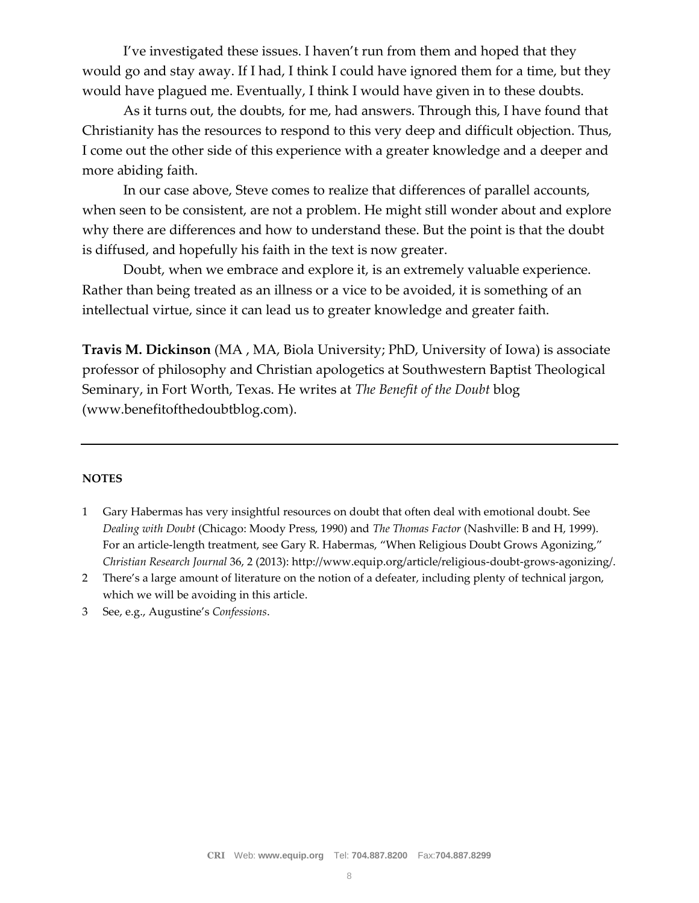I've investigated these issues. I haven't run from them and hoped that they would go and stay away. If I had, I think I could have ignored them for a time, but they would have plagued me. Eventually, I think I would have given in to these doubts.

As it turns out, the doubts, for me, had answers. Through this, I have found that Christianity has the resources to respond to this very deep and difficult objection. Thus, I come out the other side of this experience with a greater knowledge and a deeper and more abiding faith.

In our case above, Steve comes to realize that differences of parallel accounts, when seen to be consistent, are not a problem. He might still wonder about and explore why there are differences and how to understand these. But the point is that the doubt is diffused, and hopefully his faith in the text is now greater.

Doubt, when we embrace and explore it, is an extremely valuable experience. Rather than being treated as an illness or a vice to be avoided, it is something of an intellectual virtue, since it can lead us to greater knowledge and greater faith.

**Travis M. Dickinson** (MA , MA, Biola University; PhD, University of Iowa) is associate professor of philosophy and Christian apologetics at Southwestern Baptist Theological Seminary, in Fort Worth, Texas. He writes at *The Benefit of the Doubt* blog (www.benefitofthedoubtblog.com).

---

**NOTES**

1 Gary Habermas has very insightful resources on doubt that often deal with emotional doubt. See *Dealing with Doubt* (Chicago: Moody Press, 1990) and *The Thomas Factor* (Nashville: B and H, 1999). For an article-length treatment, see Gary R. Habermas, "When Religious Doubt Grows Agonizing," *Christian Research Journal* 36, 2 (2013): http://www.equip.org/article/religious-doubt-grows-agonizing/.

2 There's a large amount of literature on the notion of a defeater, including plenty of technical jargon, which we will be avoiding in this article.

3 See, e.g., Augustine's *Confessions*.